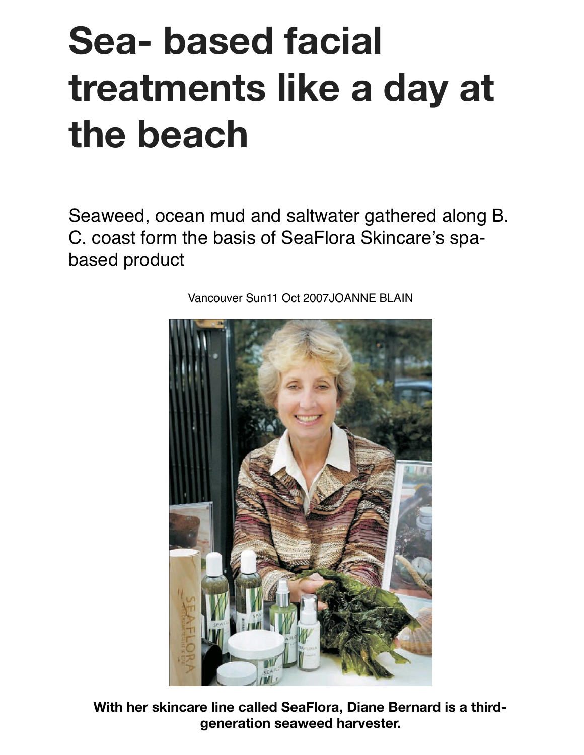# Sea- based facial treatments like a day at the beach

Seaweed, ocean mud and saltwater gathered along B. C. coast form the basis of SeaFlora Skincare's spa-based product

Vancouver Sun11 Oct 2007JOANNE BLAIN

**With her skincare line called SeaFlora, Diane Bernard is a third-generation seaweed harvester.**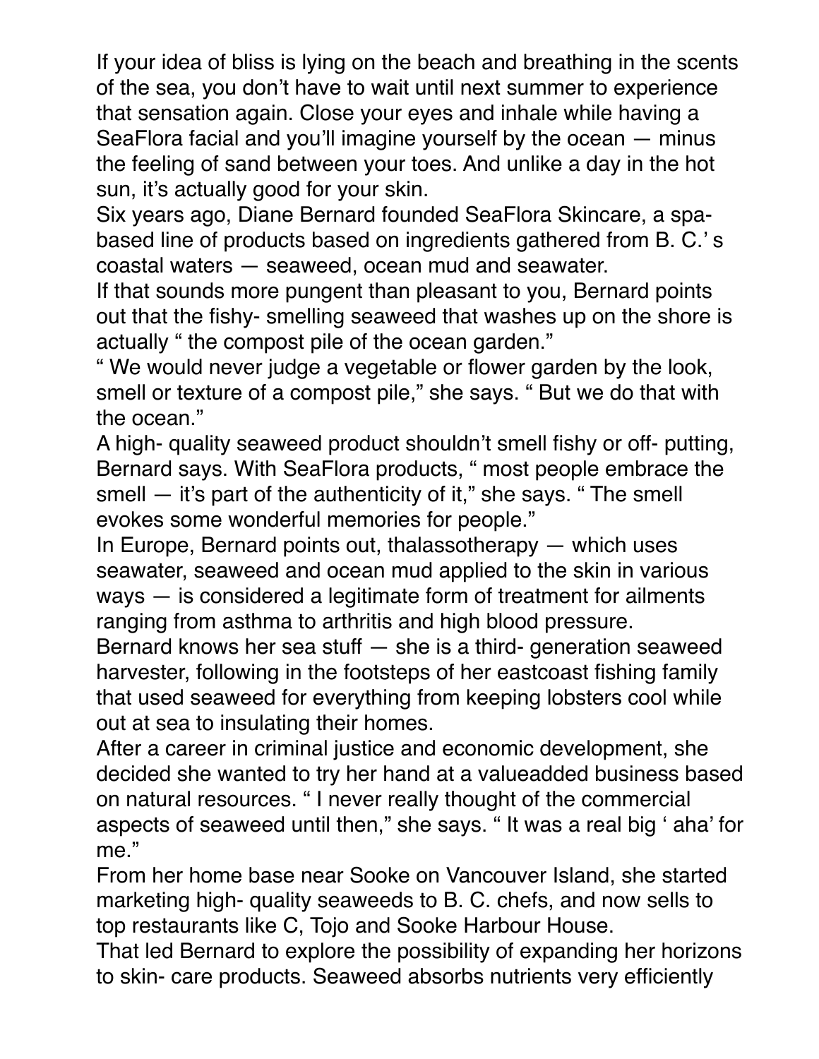If your idea of bliss is lying on the beach and breathing in the scents of the sea, you don't have to wait until next summer to experience that sensation again. Close your eyes and inhale while having a SeaFlora facial and you'll imagine yourself by the ocean — minus the feeling of sand between your toes. And unlike a day in the hot sun, it's actually good for your skin.

Six years ago, Diane Bernard founded SeaFlora Skincare, a spa- based line of products based on ingredients gathered from B. C.' s coastal waters — seaweed, ocean mud and seawater.

If that sounds more pungent than pleasant to you, Bernard points out that the fishy- smelling seaweed that washes up on the shore is actually " the compost pile of the ocean garden."

" We would never judge a vegetable or flower garden by the look, smell or texture of a compost pile," she says. " But we do that with the ocean."

A high- quality seaweed product shouldn't smell fishy or off- putting, Bernard says. With SeaFlora products, " most people embrace the smell — it's part of the authenticity of it," she says. " The smell evokes some wonderful memories for people."

In Europe, Bernard points out, thalassotherapy — which uses seawater, seaweed and ocean mud applied to the skin in various ways — is considered a legitimate form of treatment for ailments ranging from asthma to arthritis and high blood pressure.

Bernard knows her sea stuff — she is a third- generation seaweed harvester, following in the footsteps of her eastcoast fishing family that used seaweed for everything from keeping lobsters cool while out at sea to insulating their homes.

After a career in criminal justice and economic development, she decided she wanted to try her hand at a valueadded business based on natural resources. " I never really thought of the commercial aspects of seaweed until then," she says. " It was a real big ' aha' for me."

From her home base near Sooke on Vancouver Island, she started marketing high- quality seaweeds to B. C. chefs, and now sells to top restaurants like C, Tojo and Sooke Harbour House.

That led Bernard to explore the possibility of expanding her horizons to skin- care products. Seaweed absorbs nutrients very efficiently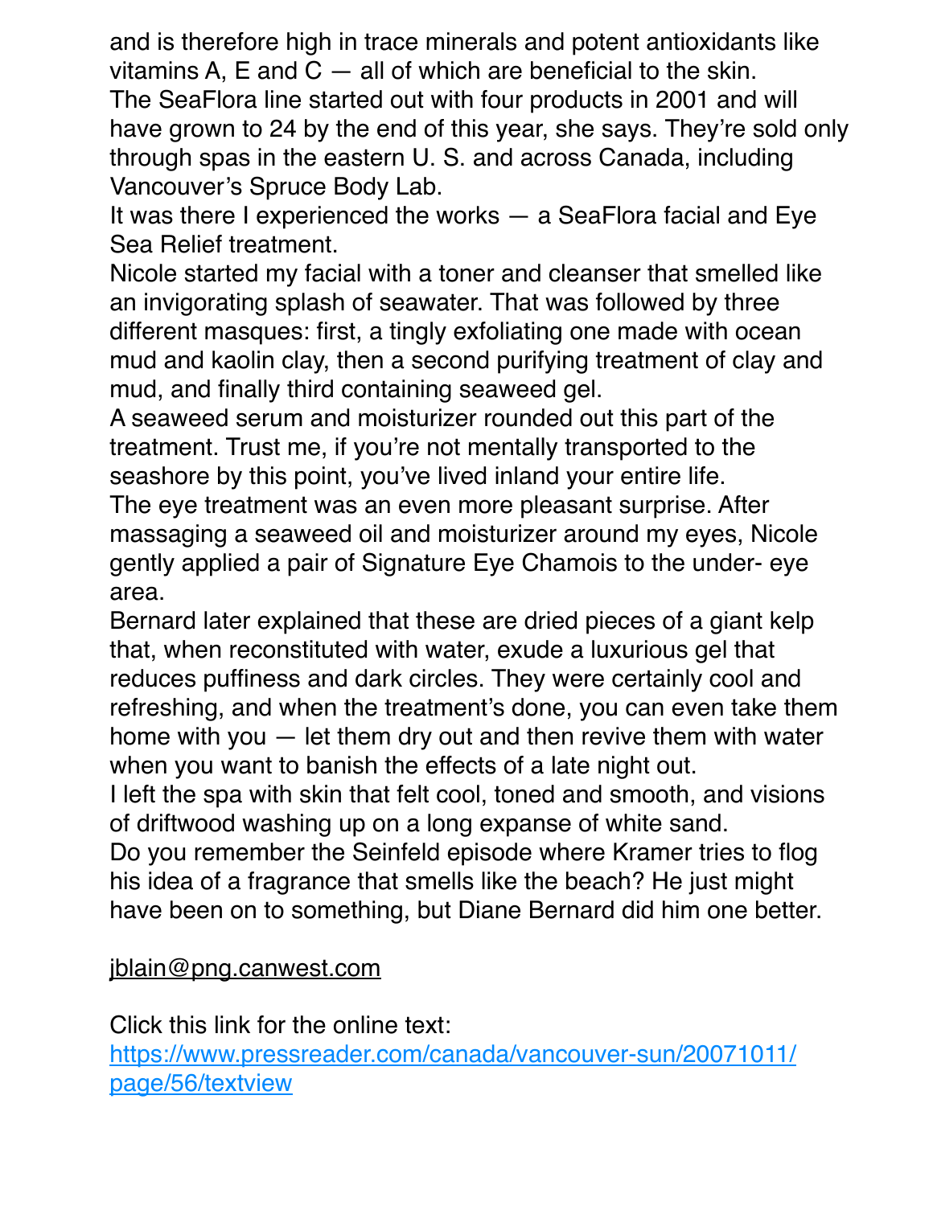and is therefore high in trace minerals and potent antioxidants like vitamins A, E and C — all of which are beneficial to the skin.

The SeaFlora line started out with four products in 2001 and will have grown to 24 by the end of this year, she says. They're sold only through spas in the eastern U. S. and across Canada, including Vancouver's Spruce Body Lab.

It was there I experienced the works — a SeaFlora facial and Eye Sea Relief treatment.

Nicole started my facial with a toner and cleanser that smelled like an invigorating splash of seawater. That was followed by three different masques: first, a tingly exfoliating one made with ocean mud and kaolin clay, then a second purifying treatment of clay and mud, and finally third containing seaweed gel.

A seaweed serum and moisturizer rounded out this part of the treatment. Trust me, if you're not mentally transported to the seashore by this point, you've lived inland your entire life.

The eye treatment was an even more pleasant surprise. After massaging a seaweed oil and moisturizer around my eyes, Nicole gently applied a pair of Signature Eye Chamois to the under- eye area.

Bernard later explained that these are dried pieces of a giant kelp that, when reconstituted with water, exude a luxurious gel that reduces puffiness and dark circles. They were certainly cool and refreshing, and when the treatment's done, you can even take them home with you — let them dry out and then revive them with water when you want to banish the effects of a late night out.

I left the spa with skin that felt cool, toned and smooth, and visions of driftwood washing up on a long expanse of white sand.

Do you remember the Seinfeld episode where Kramer tries to flog his idea of a fragrance that smells like the beach? He just might have been on to something, but Diane Bernard did him one better.

jblain@png.canwest.com

Click this link for the online text: [https://www.pressreader.com/canada/vancouver-sun/20071011/page/56/textview](https://www.pressreader.com/canada/vancouver-sun/20071011/page/56/textview)